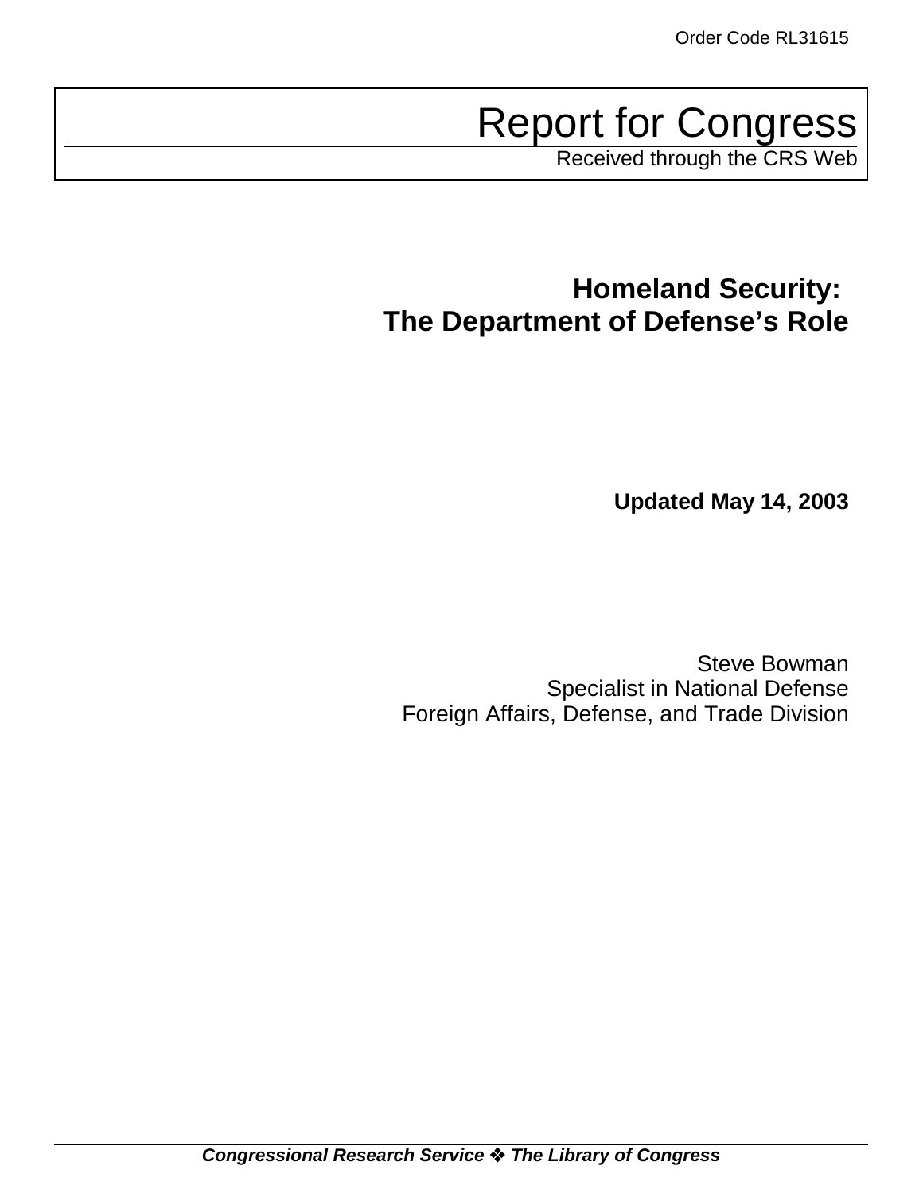Order Code RL31615

# Report for Congress

Received through the CRS Web

## Homeland Security: The Department of Defense's Role

**Updated May 14, 2003**

Steve Bowman
Specialist in National Defense
Foreign Affairs, Defense, and Trade Division

***Congressional Research Service ❖ The Library of Congress***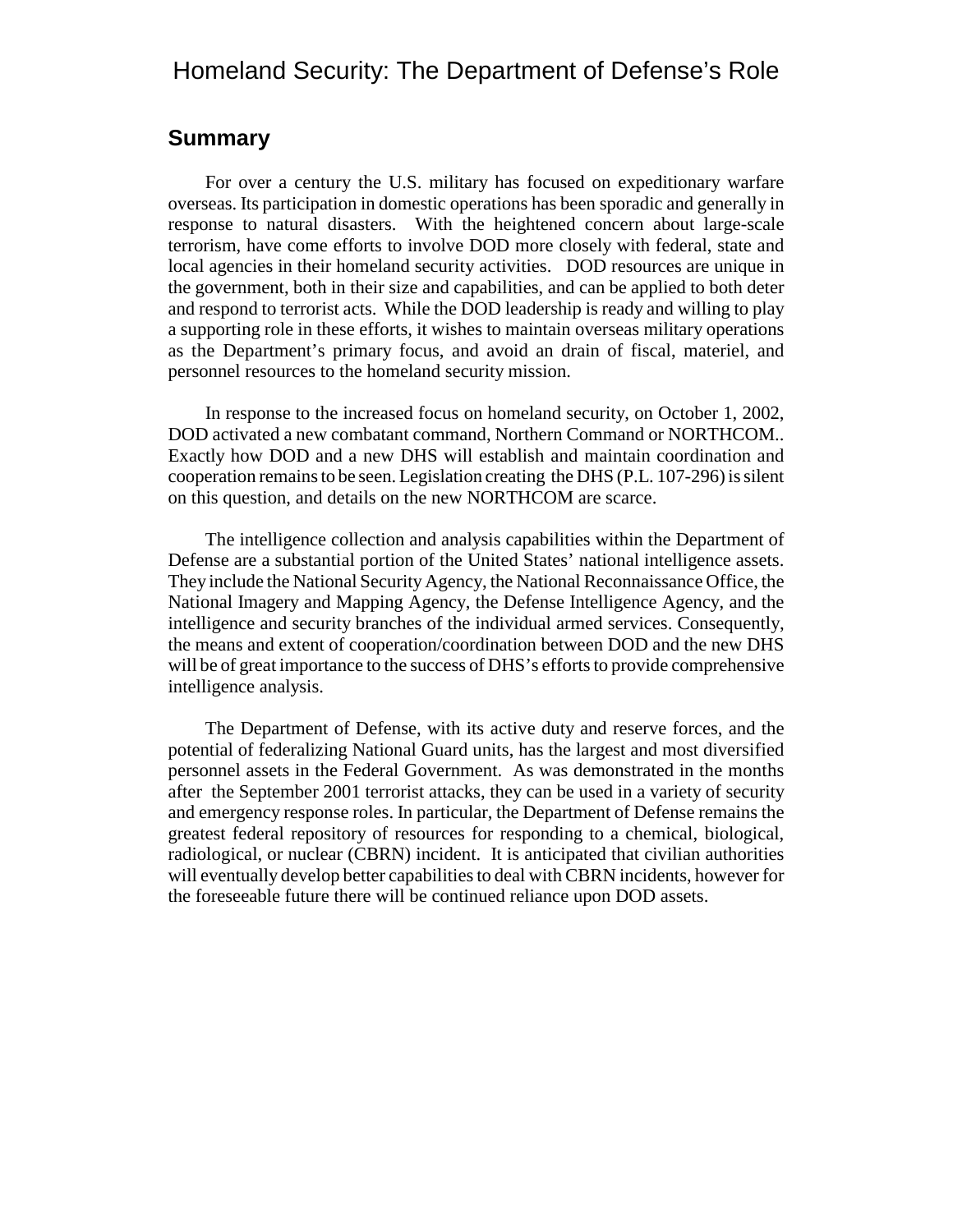# Homeland Security: The Department of Defense's Role

## Summary

For over a century the U.S. military has focused on expeditionary warfare overseas. Its participation in domestic operations has been sporadic and generally in response to natural disasters. With the heightened concern about large-scale terrorism, have come efforts to involve DOD more closely with federal, state and local agencies in their homeland security activities. DOD resources are unique in the government, both in their size and capabilities, and can be applied to both deter and respond to terrorist acts. While the DOD leadership is ready and willing to play a supporting role in these efforts, it wishes to maintain overseas military operations as the Department's primary focus, and avoid an drain of fiscal, materiel, and personnel resources to the homeland security mission.

In response to the increased focus on homeland security, on October 1, 2002, DOD activated a new combatant command, Northern Command or NORTHCOM.. Exactly how DOD and a new DHS will establish and maintain coordination and cooperation remains to be seen. Legislation creating the DHS (P.L. 107-296) is silent on this question, and details on the new NORTHCOM are scarce.

The intelligence collection and analysis capabilities within the Department of Defense are a substantial portion of the United States' national intelligence assets. They include the National Security Agency, the National Reconnaissance Office, the National Imagery and Mapping Agency, the Defense Intelligence Agency, and the intelligence and security branches of the individual armed services. Consequently, the means and extent of cooperation/coordination between DOD and the new DHS will be of great importance to the success of DHS's efforts to provide comprehensive intelligence analysis.

The Department of Defense, with its active duty and reserve forces, and the potential of federalizing National Guard units, has the largest and most diversified personnel assets in the Federal Government. As was demonstrated in the months after the September 2001 terrorist attacks, they can be used in a variety of security and emergency response roles. In particular, the Department of Defense remains the greatest federal repository of resources for responding to a chemical, biological, radiological, or nuclear (CBRN) incident. It is anticipated that civilian authorities will eventually develop better capabilities to deal with CBRN incidents, however for the foreseeable future there will be continued reliance upon DOD assets.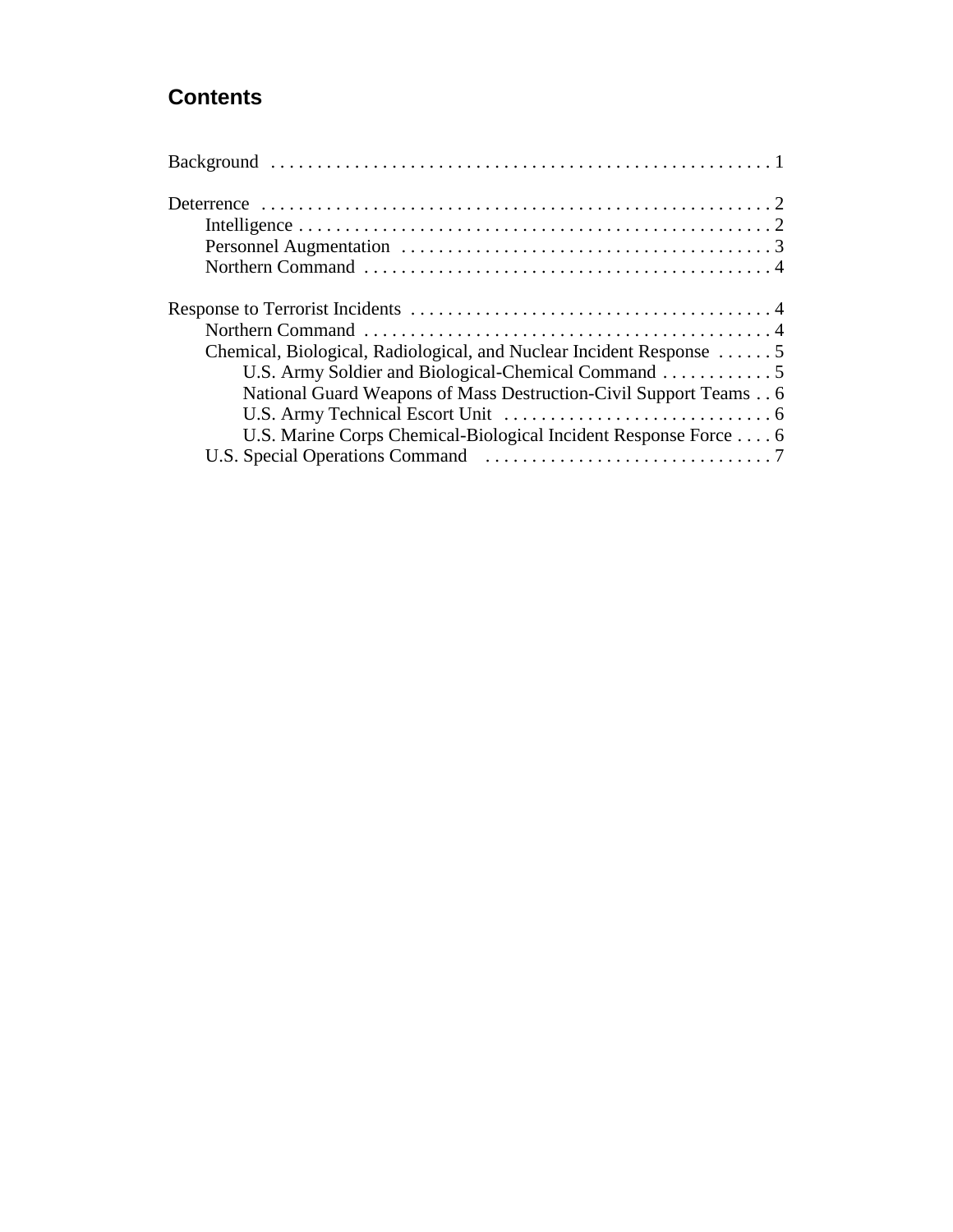## Contents

Background . . . . . . . . . . . . . . . . . . . . . . . . . . . . . . . . . . . . . . . . . . . . . . . . . . . . . 1

Deterrence . . . . . . . . . . . . . . . . . . . . . . . . . . . . . . . . . . . . . . . . . . . . . . . . . . . . . . 2
- Intelligence . . . . . . . . . . . . . . . . . . . . . . . . . . . . . . . . . . . . . . . . . . . . . . . . . . . 2
- Personnel Augmentation . . . . . . . . . . . . . . . . . . . . . . . . . . . . . . . . . . . . . . . . 3
- Northern Command . . . . . . . . . . . . . . . . . . . . . . . . . . . . . . . . . . . . . . . . . . . . 4

Response to Terrorist Incidents . . . . . . . . . . . . . . . . . . . . . . . . . . . . . . . . . . . . . . . 4
- Northern Command . . . . . . . . . . . . . . . . . . . . . . . . . . . . . . . . . . . . . . . . . . . . 4
- Chemical, Biological, Radiological, and Nuclear Incident Response . . . . . . 5
  - U.S. Army Soldier and Biological-Chemical Command . . . . . . . . . . . . 5
  - National Guard Weapons of Mass Destruction-Civil Support Teams . . 6
  - U.S. Army Technical Escort Unit . . . . . . . . . . . . . . . . . . . . . . . . . . . . . 6
  - U.S. Marine Corps Chemical-Biological Incident Response Force . . . . 6
- U.S. Special Operations Command . . . . . . . . . . . . . . . . . . . . . . . . . . . . . . . 7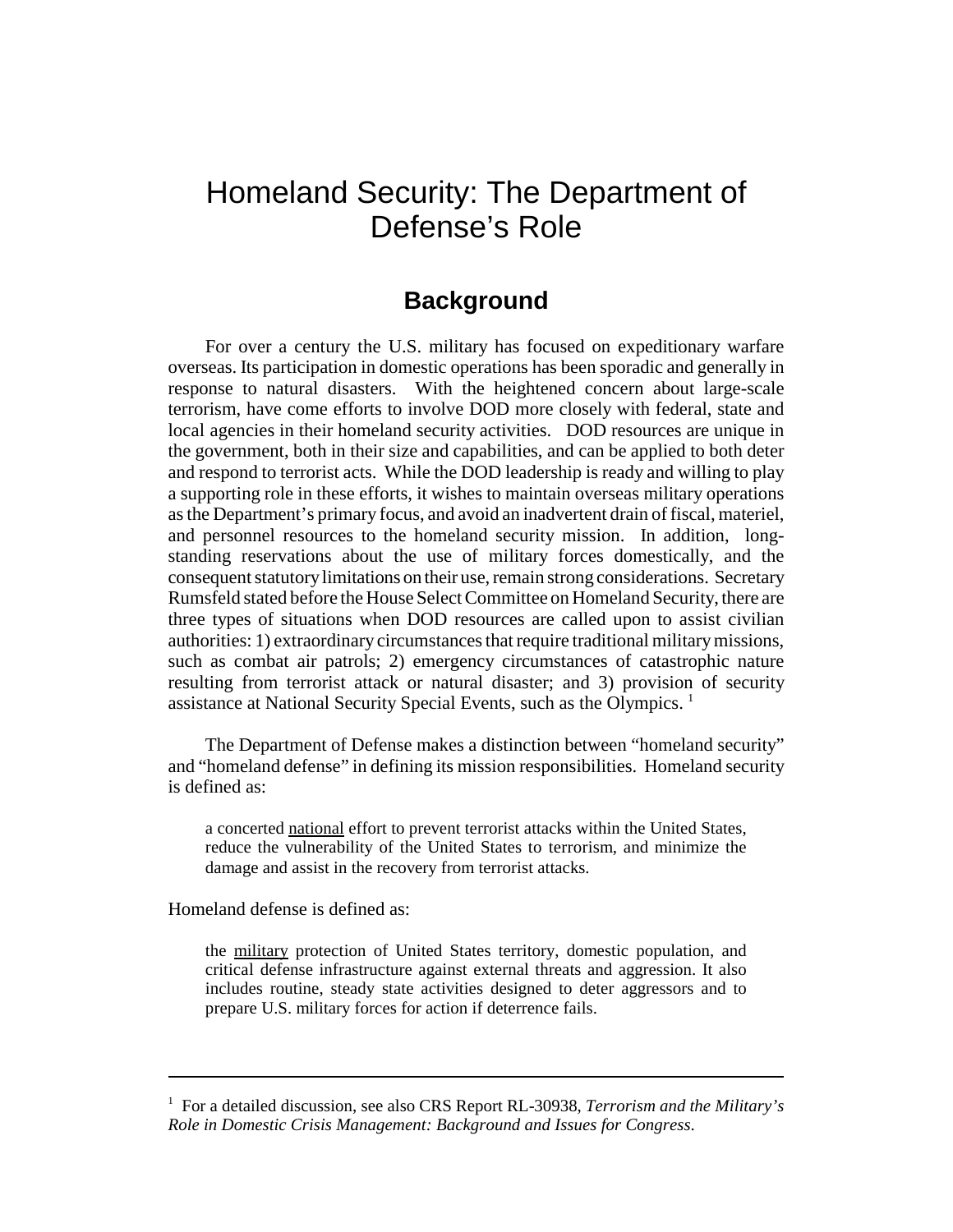# Homeland Security: The Department of Defense's Role

## Background

For over a century the U.S. military has focused on expeditionary warfare overseas. Its participation in domestic operations has been sporadic and generally in response to natural disasters. With the heightened concern about large-scale terrorism, have come efforts to involve DOD more closely with federal, state and local agencies in their homeland security activities. DOD resources are unique in the government, both in their size and capabilities, and can be applied to both deter and respond to terrorist acts. While the DOD leadership is ready and willing to play a supporting role in these efforts, it wishes to maintain overseas military operations as the Department's primary focus, and avoid an inadvertent drain of fiscal, materiel, and personnel resources to the homeland security mission. In addition, long-standing reservations about the use of military forces domestically, and the consequent statutory limitations on their use, remain strong considerations. Secretary Rumsfeld stated before the House Select Committee on Homeland Security, there are three types of situations when DOD resources are called upon to assist civilian authorities: 1) extraordinary circumstances that require traditional military missions, such as combat air patrols; 2) emergency circumstances of catastrophic nature resulting from terrorist attack or natural disaster; and 3) provision of security assistance at National Security Special Events, such as the Olympics. [1]

The Department of Defense makes a distinction between "homeland security" and "homeland defense" in defining its mission responsibilities. Homeland security is defined as:

> a concerted national effort to prevent terrorist attacks within the United States, reduce the vulnerability of the United States to terrorism, and minimize the damage and assist in the recovery from terrorist attacks.

Homeland defense is defined as:

> the military protection of United States territory, domestic population, and critical defense infrastructure against external threats and aggression. It also includes routine, steady state activities designed to deter aggressors and to prepare U.S. military forces for action if deterrence fails.

---

[1] For a detailed discussion, see also CRS Report RL-30938, *Terrorism and the Military's Role in Domestic Crisis Management: Background and Issues for Congress.*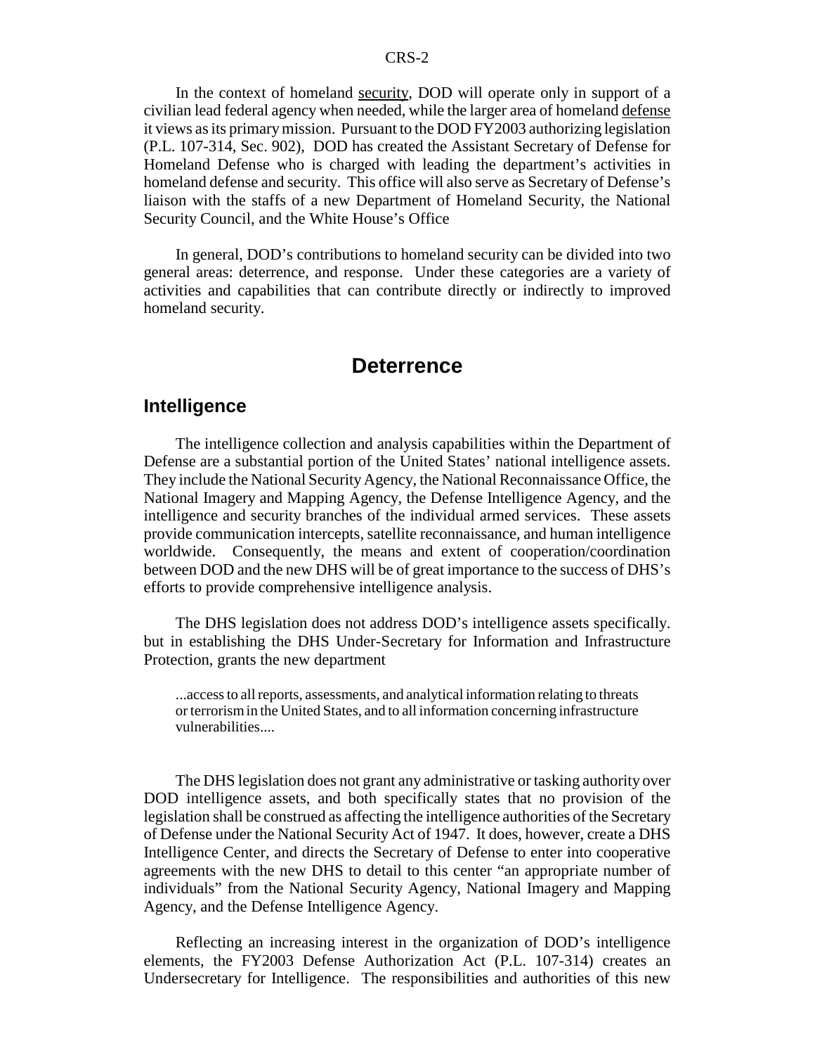In the context of homeland <u>security</u>, DOD will operate only in support of a civilian lead federal agency when needed, while the larger area of homeland <u>defense</u> it views as its primary mission. Pursuant to the DOD FY2003 authorizing legislation (P.L. 107-314, Sec. 902), DOD has created the Assistant Secretary of Defense for Homeland Defense who is charged with leading the department's activities in homeland defense and security. This office will also serve as Secretary of Defense's liaison with the staffs of a new Department of Homeland Security, the National Security Council, and the White House's Office

In general, DOD's contributions to homeland security can be divided into two general areas: deterrence, and response. Under these categories are a variety of activities and capabilities that can contribute directly or indirectly to improved homeland security.

# Deterrence

## Intelligence

The intelligence collection and analysis capabilities within the Department of Defense are a substantial portion of the United States' national intelligence assets. They include the National Security Agency, the National Reconnaissance Office, the National Imagery and Mapping Agency, the Defense Intelligence Agency, and the intelligence and security branches of the individual armed services. These assets provide communication intercepts, satellite reconnaissance, and human intelligence worldwide. Consequently, the means and extent of cooperation/coordination between DOD and the new DHS will be of great importance to the success of DHS's efforts to provide comprehensive intelligence analysis.

The DHS legislation does not address DOD's intelligence assets specifically. but in establishing the DHS Under-Secretary for Information and Infrastructure Protection, grants the new department

> ...access to all reports, assessments, and analytical information relating to threats or terrorism in the United States, and to all information concerning infrastructure vulnerabilities....

The DHS legislation does not grant any administrative or tasking authority over DOD intelligence assets, and both specifically states that no provision of the legislation shall be construed as affecting the intelligence authorities of the Secretary of Defense under the National Security Act of 1947. It does, however, create a DHS Intelligence Center, and directs the Secretary of Defense to enter into cooperative agreements with the new DHS to detail to this center "an appropriate number of individuals" from the National Security Agency, National Imagery and Mapping Agency, and the Defense Intelligence Agency.

Reflecting an increasing interest in the organization of DOD's intelligence elements, the FY2003 Defense Authorization Act (P.L. 107-314) creates an Undersecretary for Intelligence. The responsibilities and authorities of this new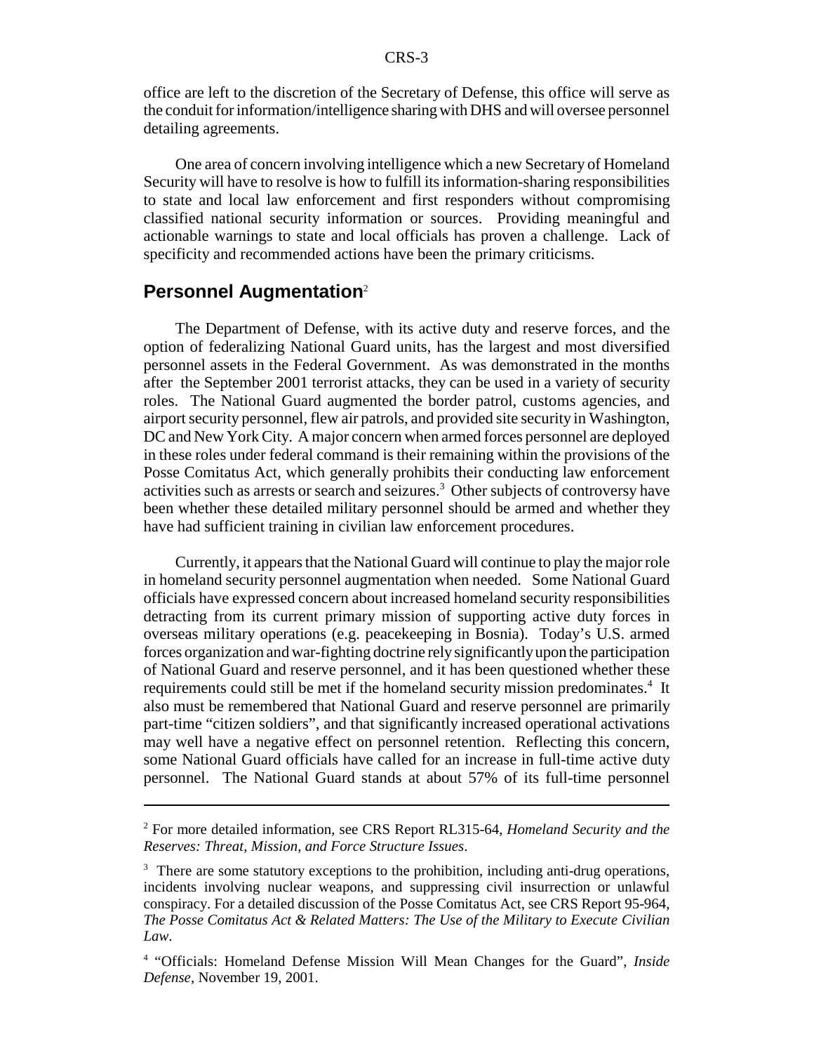office are left to the discretion of the Secretary of Defense, this office will serve as the conduit for information/intelligence sharing with DHS and will oversee personnel detailing agreements.

One area of concern involving intelligence which a new Secretary of Homeland Security will have to resolve is how to fulfill its information-sharing responsibilities to state and local law enforcement and first responders without compromising classified national security information or sources. Providing meaningful and actionable warnings to state and local officials has proven a challenge. Lack of specificity and recommended actions have been the primary criticisms.

## Personnel Augmentation[2]

The Department of Defense, with its active duty and reserve forces, and the option of federalizing National Guard units, has the largest and most diversified personnel assets in the Federal Government. As was demonstrated in the months after the September 2001 terrorist attacks, they can be used in a variety of security roles. The National Guard augmented the border patrol, customs agencies, and airport security personnel, flew air patrols, and provided site security in Washington, DC and New York City. A major concern when armed forces personnel are deployed in these roles under federal command is their remaining within the provisions of the Posse Comitatus Act, which generally prohibits their conducting law enforcement activities such as arrests or search and seizures.[3] Other subjects of controversy have been whether these detailed military personnel should be armed and whether they have had sufficient training in civilian law enforcement procedures.

Currently, it appears that the National Guard will continue to play the major role in homeland security personnel augmentation when needed. Some National Guard officials have expressed concern about increased homeland security responsibilities detracting from its current primary mission of supporting active duty forces in overseas military operations (e.g. peacekeeping in Bosnia). Today's U.S. armed forces organization and war-fighting doctrine rely significantly upon the participation of National Guard and reserve personnel, and it has been questioned whether these requirements could still be met if the homeland security mission predominates.[4] It also must be remembered that National Guard and reserve personnel are primarily part-time "citizen soldiers", and that significantly increased operational activations may well have a negative effect on personnel retention. Reflecting this concern, some National Guard officials have called for an increase in full-time active duty personnel. The National Guard stands at about 57% of its full-time personnel

---

[2] For more detailed information, see CRS Report RL315-64, *Homeland Security and the Reserves: Threat, Mission, and Force Structure Issues*.

[3] There are some statutory exceptions to the prohibition, including anti-drug operations, incidents involving nuclear weapons, and suppressing civil insurrection or unlawful conspiracy. For a detailed discussion of the Posse Comitatus Act, see CRS Report 95-964, *The Posse Comitatus Act & Related Matters: The Use of the Military to Execute Civilian Law*.

[4] "Officials: Homeland Defense Mission Will Mean Changes for the Guard", *Inside Defense*, November 19, 2001.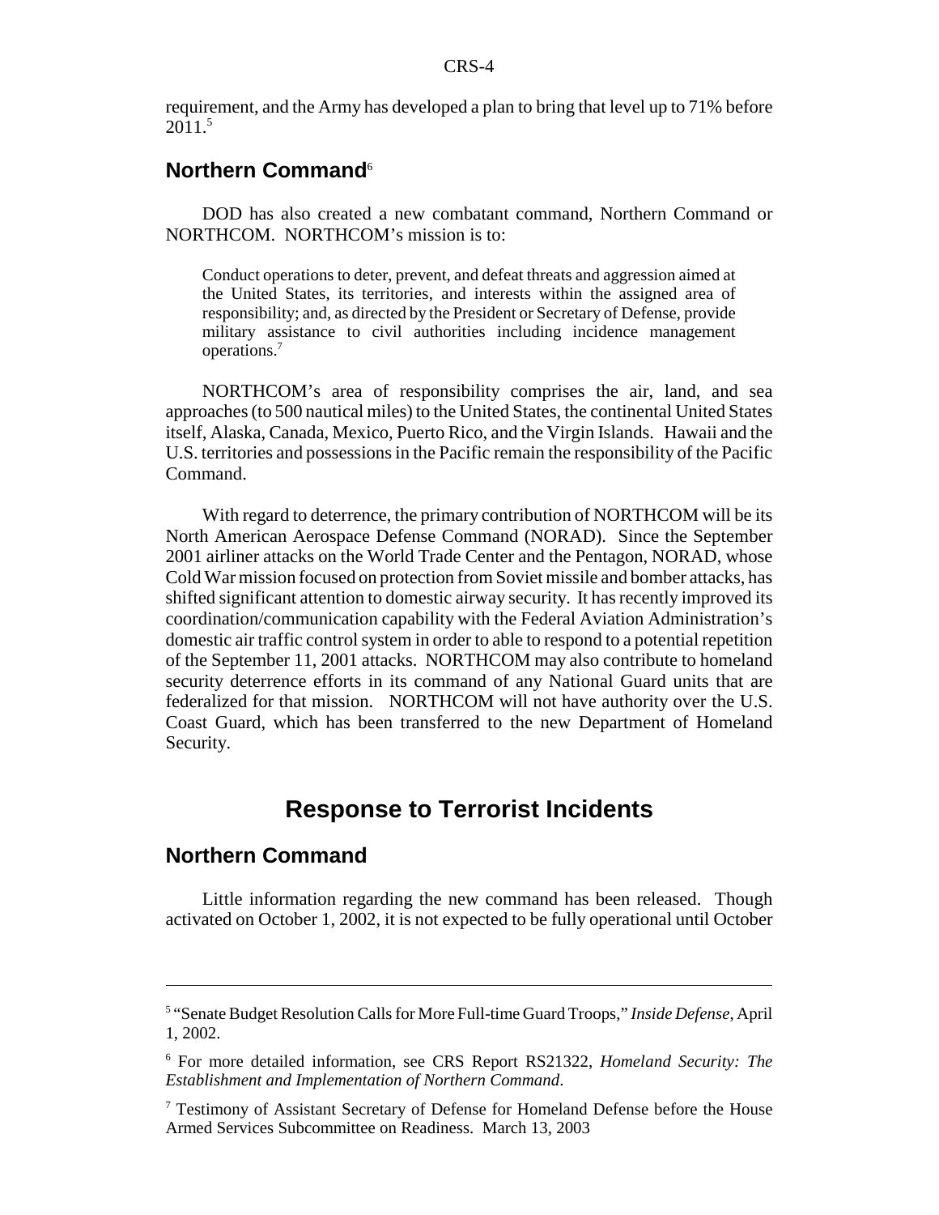requirement, and the Army has developed a plan to bring that level up to 71% before 2011.[5]

## Northern Command[6]

DOD has also created a new combatant command, Northern Command or NORTHCOM. NORTHCOM's mission is to:

> Conduct operations to deter, prevent, and defeat threats and aggression aimed at the United States, its territories, and interests within the assigned area of responsibility; and, as directed by the President or Secretary of Defense, provide military assistance to civil authorities including incidence management operations.[7]

NORTHCOM's area of responsibility comprises the air, land, and sea approaches (to 500 nautical miles) to the United States, the continental United States itself, Alaska, Canada, Mexico, Puerto Rico, and the Virgin Islands. Hawaii and the U.S. territories and possessions in the Pacific remain the responsibility of the Pacific Command.

With regard to deterrence, the primary contribution of NORTHCOM will be its North American Aerospace Defense Command (NORAD). Since the September 2001 airliner attacks on the World Trade Center and the Pentagon, NORAD, whose Cold War mission focused on protection from Soviet missile and bomber attacks, has shifted significant attention to domestic airway security. It has recently improved its coordination/communication capability with the Federal Aviation Administration's domestic air traffic control system in order to able to respond to a potential repetition of the September 11, 2001 attacks. NORTHCOM may also contribute to homeland security deterrence efforts in its command of any National Guard units that are federalized for that mission. NORTHCOM will not have authority over the U.S. Coast Guard, which has been transferred to the new Department of Homeland Security.

# Response to Terrorist Incidents

## Northern Command

Little information regarding the new command has been released. Though activated on October 1, 2002, it is not expected to be fully operational until October

---

[5] "Senate Budget Resolution Calls for More Full-time Guard Troops," *Inside Defense*, April 1, 2002.

[6] For more detailed information, see CRS Report RS21322, *Homeland Security: The Establishment and Implementation of Northern Command*.

[7] Testimony of Assistant Secretary of Defense for Homeland Defense before the House Armed Services Subcommittee on Readiness. March 13, 2003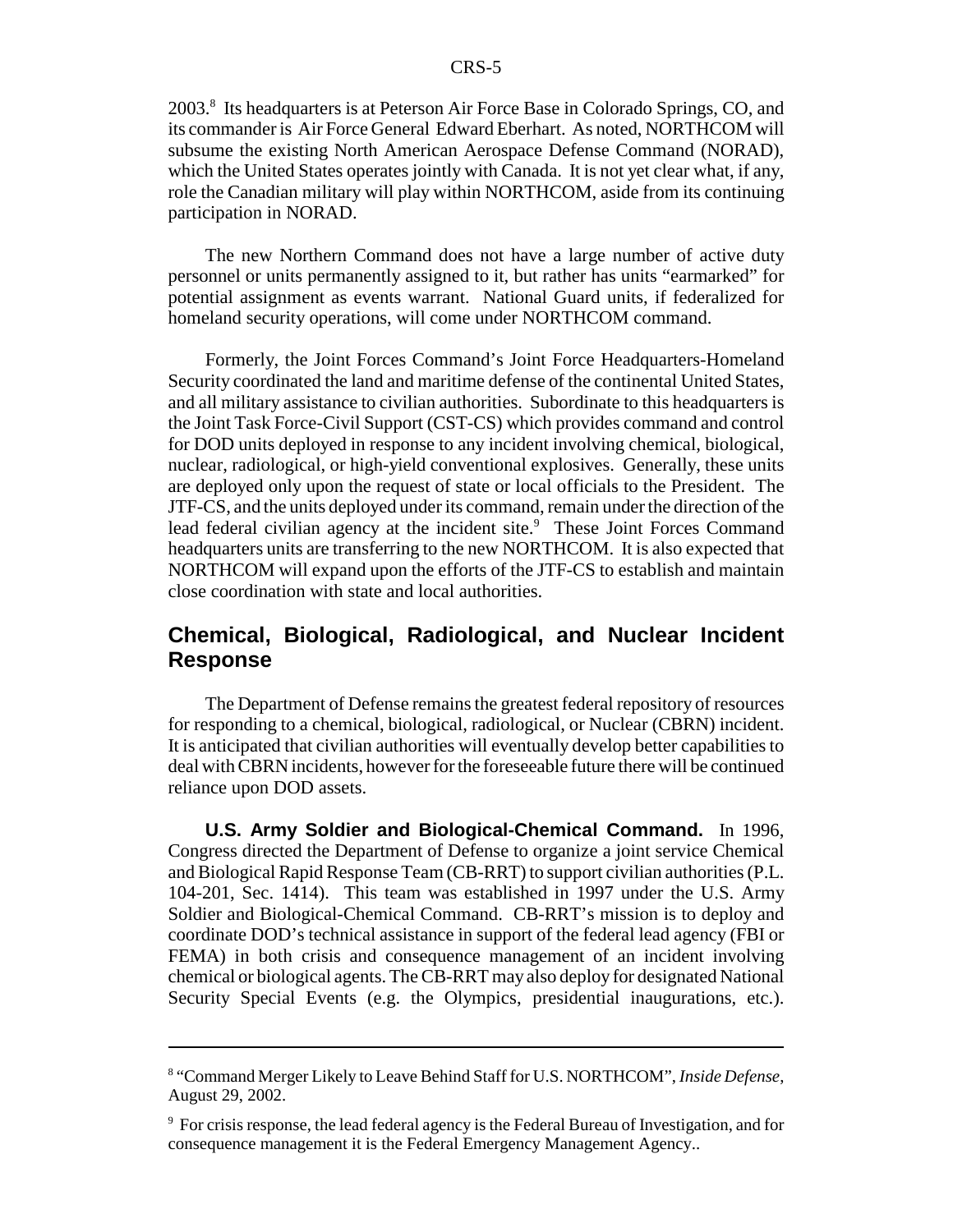2003.[8] Its headquarters is at Peterson Air Force Base in Colorado Springs, CO, and its commander is Air Force General Edward Eberhart. As noted, NORTHCOM will subsume the existing North American Aerospace Defense Command (NORAD), which the United States operates jointly with Canada. It is not yet clear what, if any, role the Canadian military will play within NORTHCOM, aside from its continuing participation in NORAD.

The new Northern Command does not have a large number of active duty personnel or units permanently assigned to it, but rather has units "earmarked" for potential assignment as events warrant. National Guard units, if federalized for homeland security operations, will come under NORTHCOM command.

Formerly, the Joint Forces Command's Joint Force Headquarters-Homeland Security coordinated the land and maritime defense of the continental United States, and all military assistance to civilian authorities. Subordinate to this headquarters is the Joint Task Force-Civil Support (CST-CS) which provides command and control for DOD units deployed in response to any incident involving chemical, biological, nuclear, radiological, or high-yield conventional explosives. Generally, these units are deployed only upon the request of state or local officials to the President. The JTF-CS, and the units deployed under its command, remain under the direction of the lead federal civilian agency at the incident site.[9] These Joint Forces Command headquarters units are transferring to the new NORTHCOM. It is also expected that NORTHCOM will expand upon the efforts of the JTF-CS to establish and maintain close coordination with state and local authorities.

## Chemical, Biological, Radiological, and Nuclear Incident Response

The Department of Defense remains the greatest federal repository of resources for responding to a chemical, biological, radiological, or Nuclear (CBRN) incident. It is anticipated that civilian authorities will eventually develop better capabilities to deal with CBRN incidents, however for the foreseeable future there will be continued reliance upon DOD assets.

**U.S. Army Soldier and Biological-Chemical Command.** In 1996, Congress directed the Department of Defense to organize a joint service Chemical and Biological Rapid Response Team (CB-RRT) to support civilian authorities (P.L. 104-201, Sec. 1414). This team was established in 1997 under the U.S. Army Soldier and Biological-Chemical Command. CB-RRT's mission is to deploy and coordinate DOD's technical assistance in support of the federal lead agency (FBI or FEMA) in both crisis and consequence management of an incident involving chemical or biological agents. The CB-RRT may also deploy for designated National Security Special Events (e.g. the Olympics, presidential inaugurations, etc.).

---

[8] "Command Merger Likely to Leave Behind Staff for U.S. NORTHCOM", *Inside Defense*, August 29, 2002.

[9] For crisis response, the lead federal agency is the Federal Bureau of Investigation, and for consequence management it is the Federal Emergency Management Agency..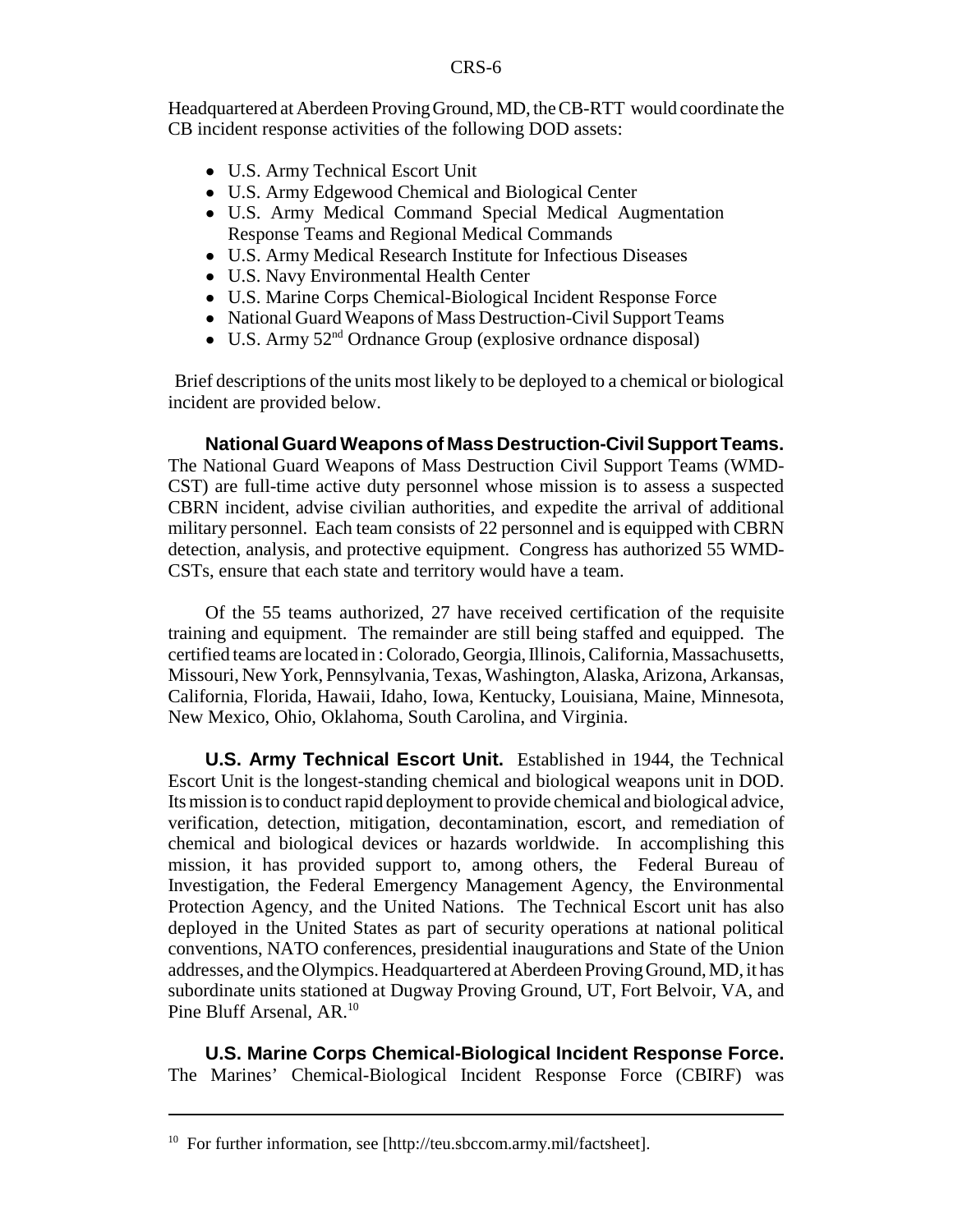Headquartered at Aberdeen Proving Ground, MD, the CB-RTT would coordinate the CB incident response activities of the following DOD assets:

- U.S. Army Technical Escort Unit
- U.S. Army Edgewood Chemical and Biological Center
- U.S. Army Medical Command Special Medical Augmentation Response Teams and Regional Medical Commands
- U.S. Army Medical Research Institute for Infectious Diseases
- U.S. Navy Environmental Health Center
- U.S. Marine Corps Chemical-Biological Incident Response Force
- National Guard Weapons of Mass Destruction-Civil Support Teams
- U.S. Army 52nd Ordnance Group (explosive ordnance disposal)

Brief descriptions of the units most likely to be deployed to a chemical or biological incident are provided below.

**National Guard Weapons of Mass Destruction-Civil Support Teams.** The National Guard Weapons of Mass Destruction Civil Support Teams (WMD-CST) are full-time active duty personnel whose mission is to assess a suspected CBRN incident, advise civilian authorities, and expedite the arrival of additional military personnel. Each team consists of 22 personnel and is equipped with CBRN detection, analysis, and protective equipment. Congress has authorized 55 WMD-CSTs, ensure that each state and territory would have a team.

Of the 55 teams authorized, 27 have received certification of the requisite training and equipment. The remainder are still being staffed and equipped. The certified teams are located in : Colorado, Georgia, Illinois, California, Massachusetts, Missouri, New York, Pennsylvania, Texas, Washington, Alaska, Arizona, Arkansas, California, Florida, Hawaii, Idaho, Iowa, Kentucky, Louisiana, Maine, Minnesota, New Mexico, Ohio, Oklahoma, South Carolina, and Virginia.

**U.S. Army Technical Escort Unit.** Established in 1944, the Technical Escort Unit is the longest-standing chemical and biological weapons unit in DOD. Its mission is to conduct rapid deployment to provide chemical and biological advice, verification, detection, mitigation, decontamination, escort, and remediation of chemical and biological devices or hazards worldwide. In accomplishing this mission, it has provided support to, among others, the Federal Bureau of Investigation, the Federal Emergency Management Agency, the Environmental Protection Agency, and the United Nations. The Technical Escort unit has also deployed in the United States as part of security operations at national political conventions, NATO conferences, presidential inaugurations and State of the Union addresses, and the Olympics. Headquartered at Aberdeen Proving Ground, MD, it has subordinate units stationed at Dugway Proving Ground, UT, Fort Belvoir, VA, and Pine Bluff Arsenal, AR.[10]

**U.S. Marine Corps Chemical-Biological Incident Response Force.** The Marines' Chemical-Biological Incident Response Force (CBIRF) was

---

[10] For further information, see [http://teu.sbccom.army.mil/factsheet].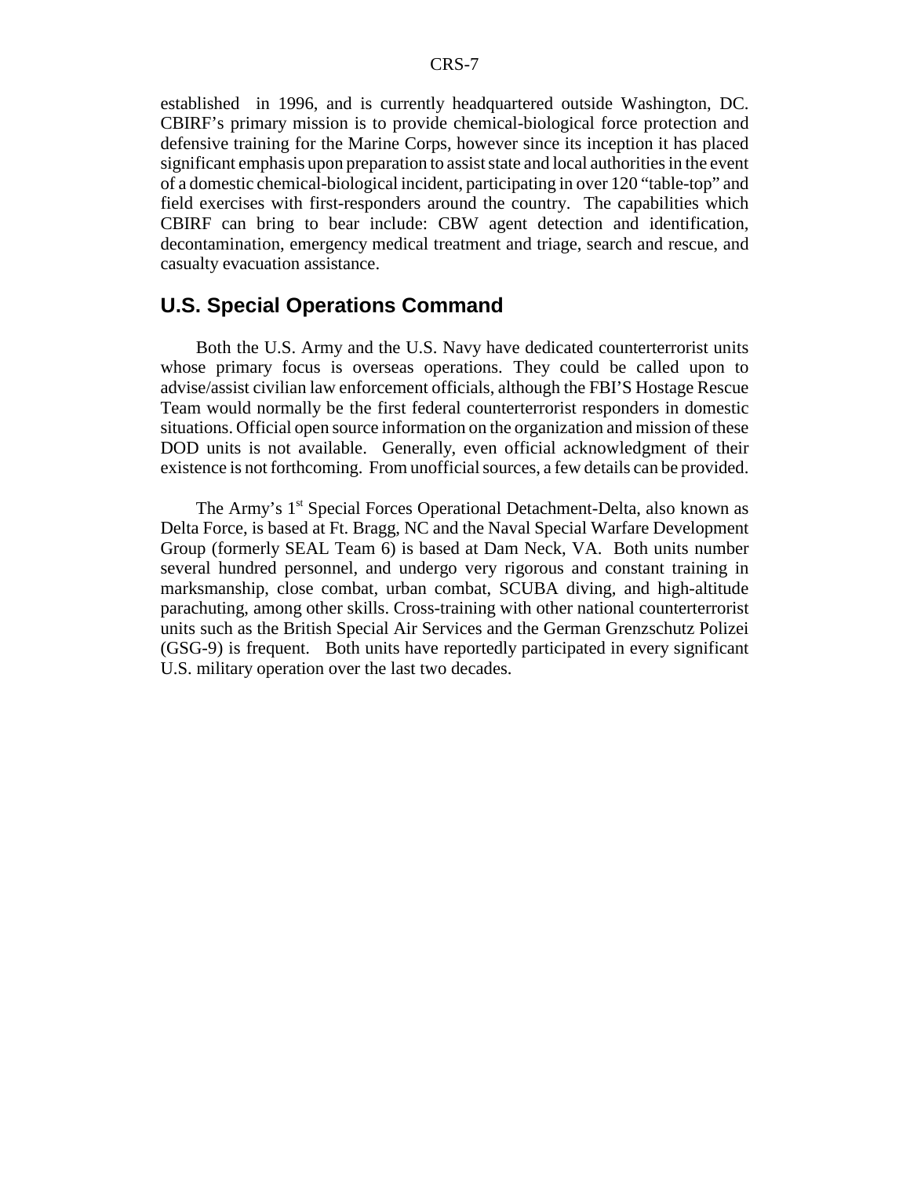established in 1996, and is currently headquartered outside Washington, DC. CBIRF's primary mission is to provide chemical-biological force protection and defensive training for the Marine Corps, however since its inception it has placed significant emphasis upon preparation to assist state and local authorities in the event of a domestic chemical-biological incident, participating in over 120 "table-top" and field exercises with first-responders around the country. The capabilities which CBIRF can bring to bear include: CBW agent detection and identification, decontamination, emergency medical treatment and triage, search and rescue, and casualty evacuation assistance.

## U.S. Special Operations Command

Both the U.S. Army and the U.S. Navy have dedicated counterterrorist units whose primary focus is overseas operations. They could be called upon to advise/assist civilian law enforcement officials, although the FBI'S Hostage Rescue Team would normally be the first federal counterterrorist responders in domestic situations. Official open source information on the organization and mission of these DOD units is not available. Generally, even official acknowledgment of their existence is not forthcoming. From unofficial sources, a few details can be provided.

The Army's 1st Special Forces Operational Detachment-Delta, also known as Delta Force, is based at Ft. Bragg, NC and the Naval Special Warfare Development Group (formerly SEAL Team 6) is based at Dam Neck, VA. Both units number several hundred personnel, and undergo very rigorous and constant training in marksmanship, close combat, urban combat, SCUBA diving, and high-altitude parachuting, among other skills. Cross-training with other national counterterrorist units such as the British Special Air Services and the German Grenzschutz Polizei (GSG-9) is frequent. Both units have reportedly participated in every significant U.S. military operation over the last two decades.